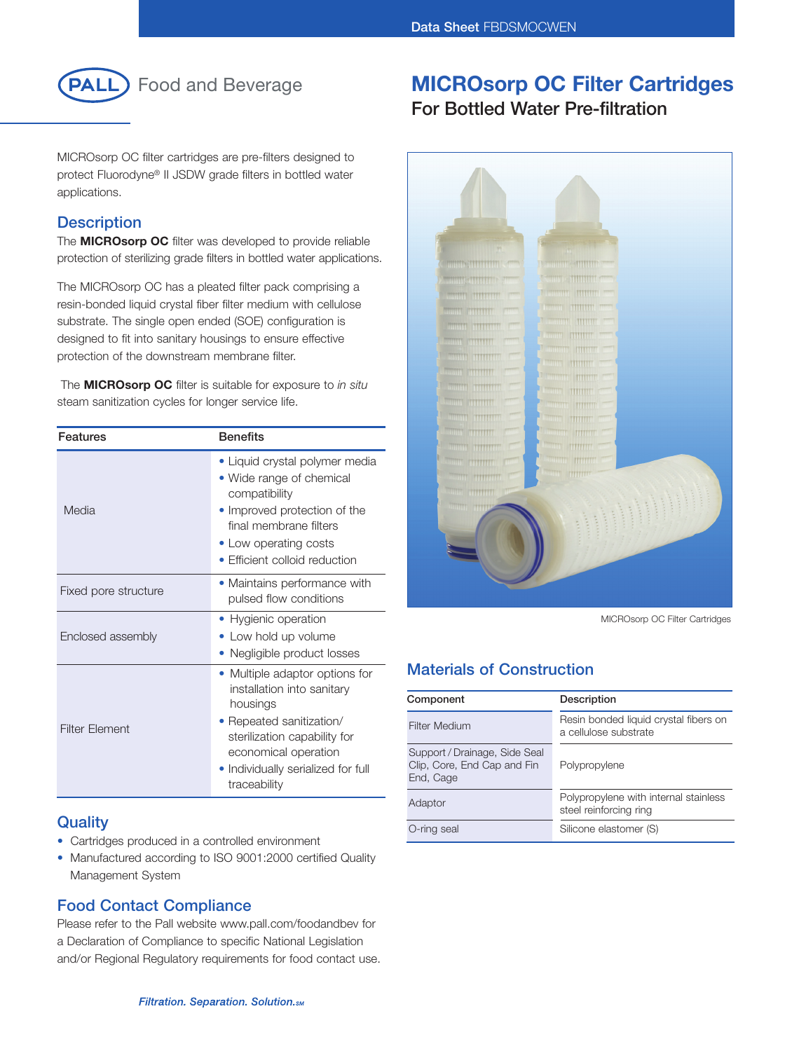Pall Food and Beverage

# MICROsorp OC Filter Cartridges

## For Bottled Water Pre-filtration

MICROsorp OC filter cartridges are pre-filters designed to protect Fluorodyne® II JSDW grade filters in bottled water applications.

## Description

The **MICROsorp OC** filter was developed to provide reliable protection of sterilizing grade filters in bottled water applications.

The MICROsorp OC has a pleated filter pack comprising a resin-bonded liquid crystal fiber filter medium with cellulose substrate. The single open ended (SOE) configuration is designed to fit into sanitary housings to ensure effective protection of the downstream membrane filter.

The **MICROsorp OC** filter is suitable for exposure to *in situ* steam sanitization cycles for longer service life.

| Features | Benefits |
|---|---|
| Media | • Liquid crystal polymer media<br>• Wide range of chemical compatibility<br>• Improved protection of the final membrane filters<br>• Low operating costs<br>• Efficient colloid reduction |
| Fixed pore structure | • Maintains performance with pulsed flow conditions |
| Enclosed assembly | • Hygienic operation<br>• Low hold up volume<br>• Negligible product losses |
| Filter Element | • Multiple adaptor options for installation into sanitary housings<br>• Repeated sanitization/ sterilization capability for economical operation<br>• Individually serialized for full traceability |

## Quality

- Cartridges produced in a controlled environment
- Manufactured according to ISO 9001:2000 certified Quality Management System

## Food Contact Compliance

Please refer to the Pall website www.pall.com/foodandbev for a Declaration of Compliance to specific National Legislation and/or Regional Regulatory requirements for food contact use.

MICROsorp OC Filter Cartridges

## Materials of Construction

| Component | Description |
|---|---|
| Filter Medium | Resin bonded liquid crystal fibers on a cellulose substrate |
| Support / Drainage, Side Seal Clip, Core, End Cap and Fin End, Cage | Polypropylene |
| Adaptor | Polypropylene with internal stainless steel reinforcing ring |
| O-ring seal | Silicone elastomer (S) |

*Filtration. Separation. Solution.SM*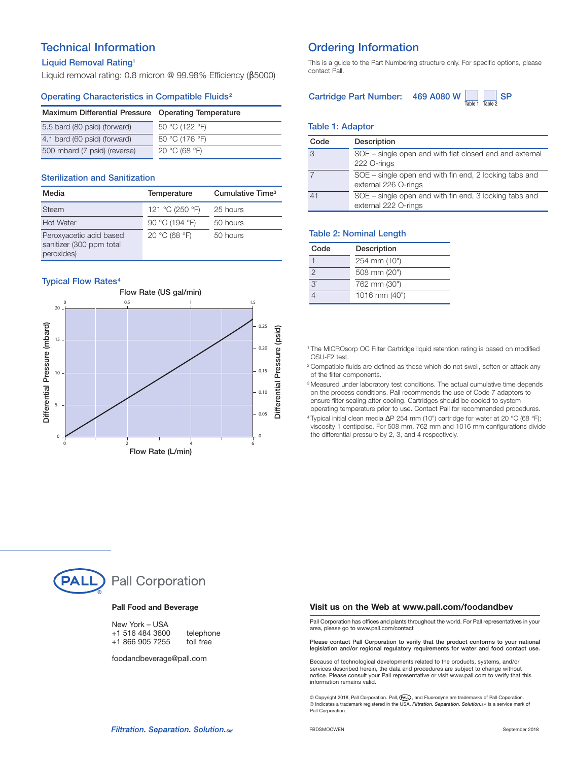## Technical Information

### Liquid Removal Rating[1]

Liquid removal rating: 0.8 micron @ 99.98% Efficiency (β5000)

### Operating Characteristics in Compatible Fluids[2]

| Maximum Differential Pressure | Operating Temperature |
|---|---|
| 5.5 bard (80 psid) (forward) | 50 °C (122 °F) |
| 4.1 bard (60 psid) (forward) | 80 °C (176 °F) |
| 500 mbard (7 psid) (reverse) | 20 °C (68 °F) |

### Sterilization and Sanitization

| Media | Temperature | Cumulative Time[3] |
|---|---|---|
| Steam | 121 °C (250 °F) | 25 hours |
| Hot Water | 90 °C (194 °F) | 50 hours |
| Peroxyacetic acid based sanitizer (300 ppm total peroxides) | 20 °C (68 °F) | 50 hours |

### Typical Flow Rates[4]

Flow Rate (US gal/min)
0 0.5 1 1.5
Differential Pressure (mbard)
20 15 10 5 0
Differential Pressure (psid)
0.25 0.20 0.15 0.10 0.05 0
0 2 4 6
Flow Rate (L/min)

## Ordering Information

This is a guide to the Part Numbering structure only. For specific options, please contact Pall.

**Cartridge Part Number: 469 A080 W** ☐ ☐ **SP**
(Table 1) (Table 2)

### Table 1: Adaptor

| Code | Description |
|---|---|
| 3 | SOE – single open end with flat closed end and external 222 O-rings |
| 7 | SOE – single open end with fin end, 2 locking tabs and external 226 O-rings |
| 41 | SOE – single open end with fin end, 3 locking tabs and external 222 O-rings |

### Table 2: Nominal Length

| Code | Description |
|---|---|
| 1 | 254 mm (10") |
| 2 | 508 mm (20") |
| 3 | 762 mm (30") |
| 4 | 1016 mm (40") |

[1] The MICROsorp OC Filter Cartridge liquid retention rating is based on modified OSU-F2 test.

[2] Compatible fluids are defined as those which do not swell, soften or attack any of the filter components.

[3] Measured under laboratory test conditions. The actual cumulative time depends on the process conditions. Pall recommends the use of Code 7 adaptors to ensure filter sealing after cooling. Cartridges should be cooled to system operating temperature prior to use. Contact Pall for recommended procedures.

[4] Typical initial clean media ΔP 254 mm (10") cartridge for water at 20 °C (68 °F); viscosity 1 centipoise. For 508 mm, 762 mm and 1016 mm configurations divide the differential pressure by 2, 3, and 4 respectively.

PALL Pall Corporation

**Pall Food and Beverage**

New York – USA
+1 516 484 3600 telephone
+1 866 905 7255 toll free

foodandbeverage@pall.com

### Visit us on the Web at www.pall.com/foodandbev

Pall Corporation has offices and plants throughout the world. For Pall representatives in your area, please go to www.pall.com/contact

Please contact Pall Corporation to verify that the product conforms to your national legislation and/or regional regulatory requirements for water and food contact use.

Because of technological developments related to the products, systems, and/or services described herein, the data and procedures are subject to change without notice. Please consult your Pall representative or visit www.pall.com to verify that this information remains valid.

© Copyright 2018, Pall Corporation. Pall, (PALL), and Fluorodyne are trademarks of Pall Coporation. ® Indicates a trademark registered in the USA. *Filtration. Separation. Solution.*SM is a service mark of Pall Corporation.

*Filtration. Separation. Solution.SM*

FBDSMOCWEN September 2018